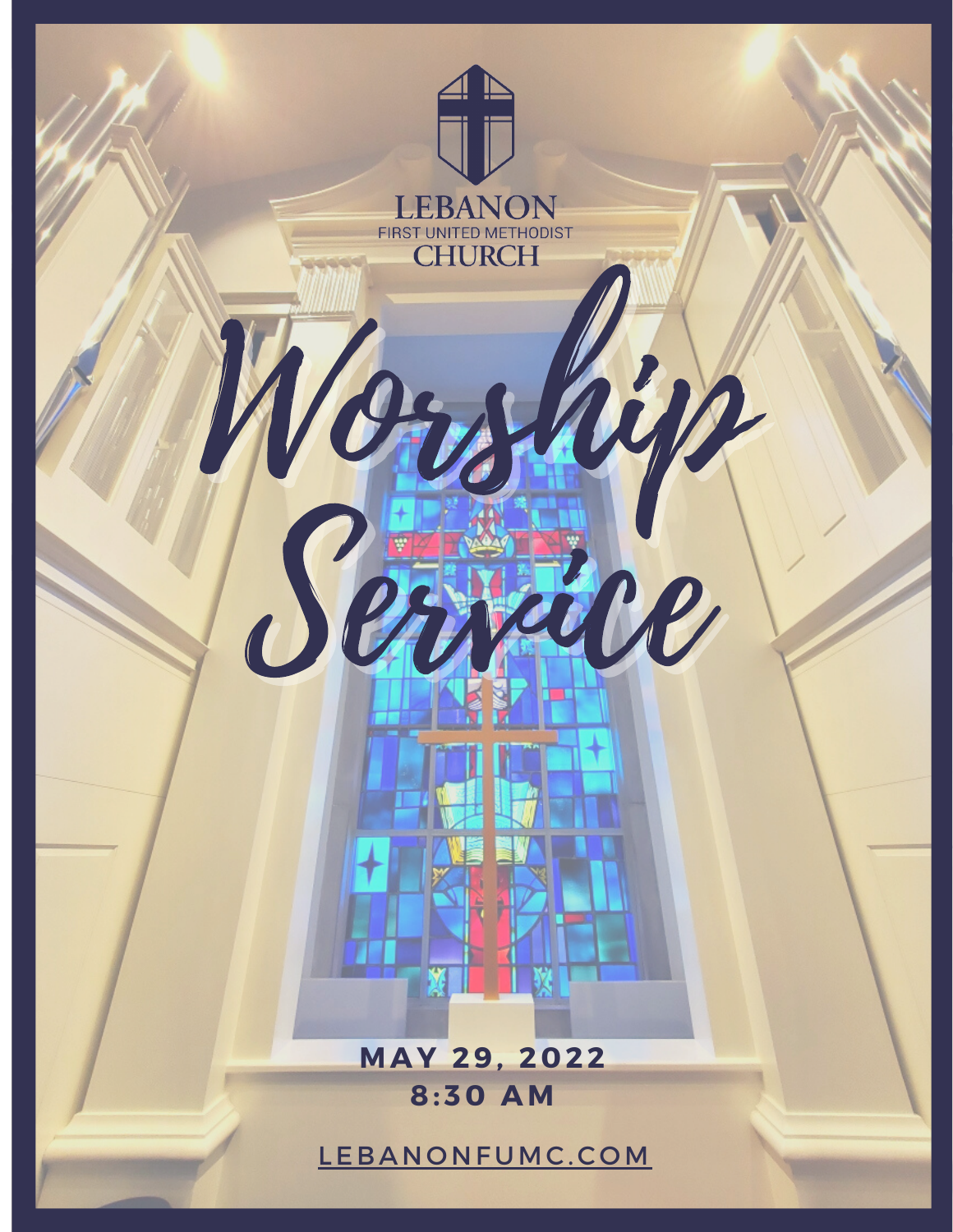LEBANON
FIRST UNITED METHODIST
CHURCH

# Worship Service

**MAY 29, 2022**
**8:30 AM**

LEBANONFUMC.COM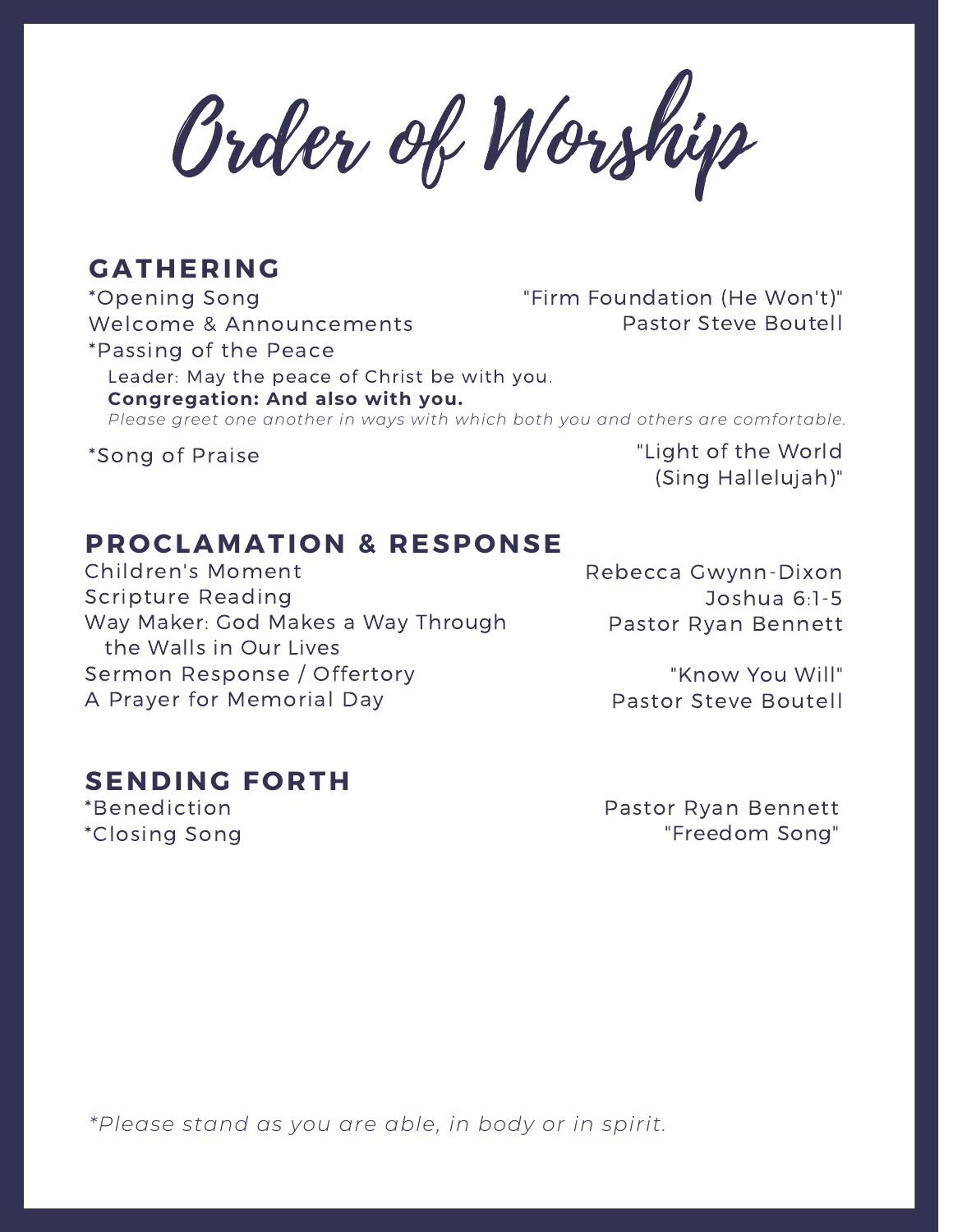# Order of Worship

## GATHERING

*Opening Song — "Firm Foundation (He Won't)"

Welcome & Announcements — Pastor Steve Boutell

*Passing of the Peace

Leader: May the peace of Christ be with you.

**Congregation: And also with you.**

*Please greet one another in ways with which both you and others are comfortable.*

*Song of Praise — "Light of the World (Sing Hallelujah)"

## PROCLAMATION & RESPONSE

Children's Moment — Rebecca Gwynn-Dixon

Scripture Reading — Joshua 6:1-5

Way Maker: God Makes a Way Through the Walls in Our Lives — Pastor Ryan Bennett

Sermon Response / Offertory — "Know You Will"

A Prayer for Memorial Day — Pastor Steve Boutell

## SENDING FORTH

*Benediction — Pastor Ryan Bennett

*Closing Song — "Freedom Song"

*\*Please stand as you are able, in body or in spirit.*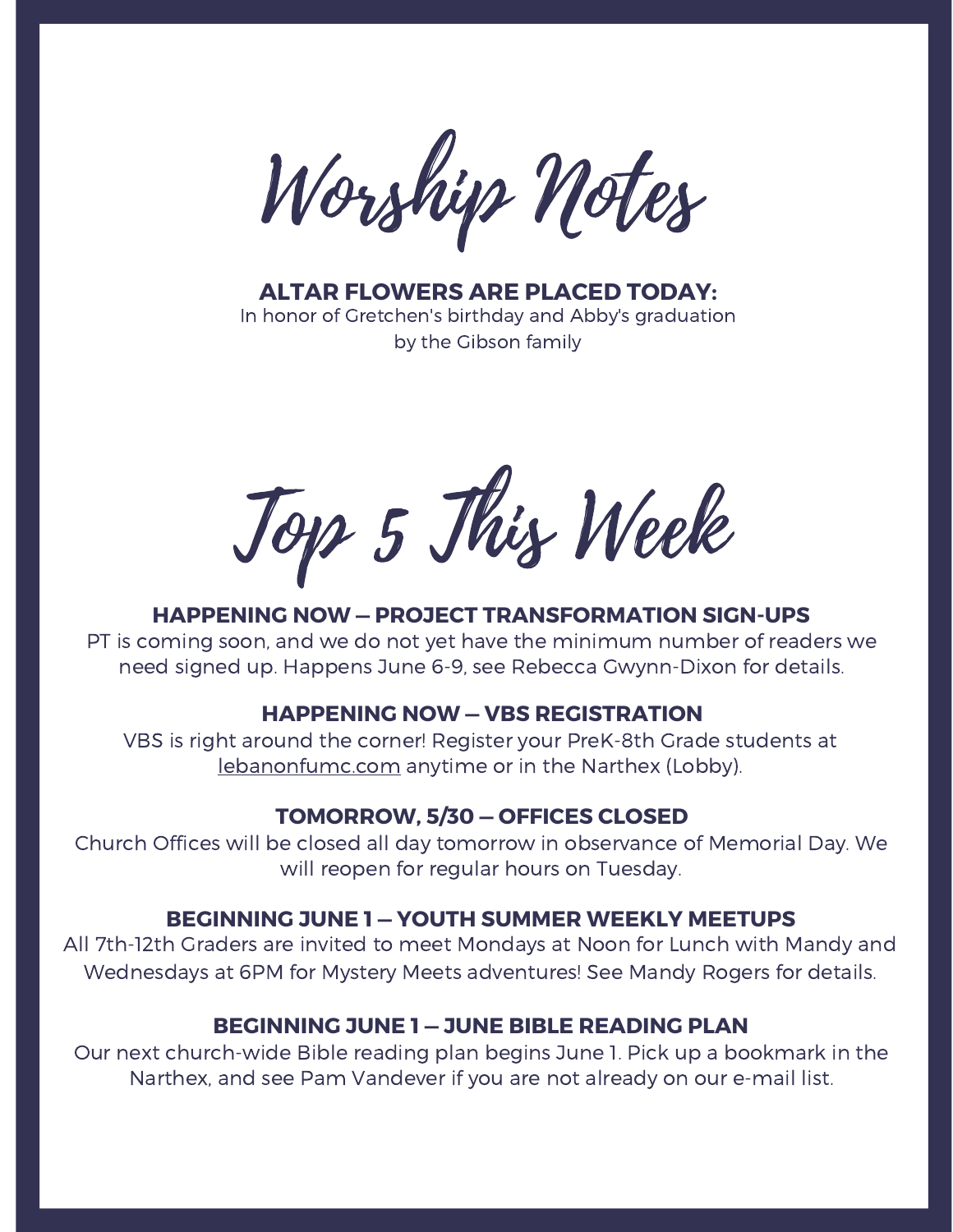# Worship Notes

**ALTAR FLOWERS ARE PLACED TODAY:**
In honor of Gretchen's birthday and Abby's graduation
by the Gibson family

# Top 5 This Week

### HAPPENING NOW — PROJECT TRANSFORMATION SIGN-UPS

PT is coming soon, and we do not yet have the minimum number of readers we need signed up. Happens June 6-9, see Rebecca Gwynn-Dixon for details.

### HAPPENING NOW — VBS REGISTRATION

VBS is right around the corner! Register your PreK-8th Grade students at lebanonfumc.com anytime or in the Narthex (Lobby).

### TOMORROW, 5/30 — OFFICES CLOSED

Church Offices will be closed all day tomorrow in observance of Memorial Day. We will reopen for regular hours on Tuesday.

### BEGINNING JUNE 1 — YOUTH SUMMER WEEKLY MEETUPS

All 7th-12th Graders are invited to meet Mondays at Noon for Lunch with Mandy and Wednesdays at 6PM for Mystery Meets adventures! See Mandy Rogers for details.

### BEGINNING JUNE 1 — JUNE BIBLE READING PLAN

Our next church-wide Bible reading plan begins June 1. Pick up a bookmark in the Narthex, and see Pam Vandever if you are not already on our e-mail list.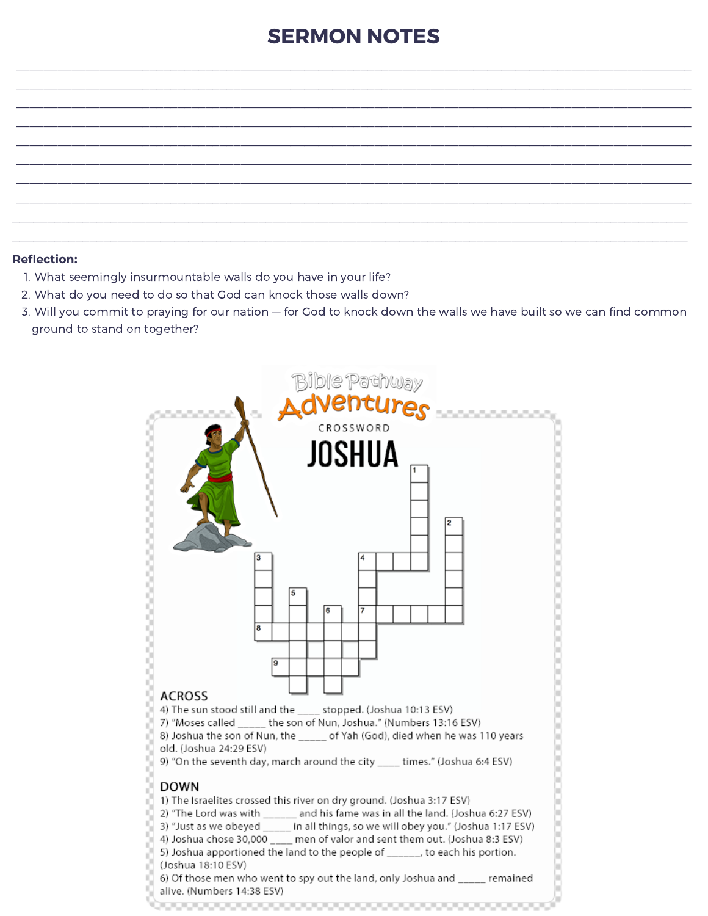# SERMON NOTES

\_\_\_\_\_\_\_\_\_\_\_\_\_\_\_\_\_\_\_\_\_\_\_\_\_\_\_\_\_\_\_\_\_\_\_\_\_\_\_\_\_\_\_\_\_\_\_\_\_\_\_\_\_\_\_\_\_\_\_\_\_\_\_\_\_\_\_\_\_\_\_\_\_\_\_\_\_\_

\_\_\_\_\_\_\_\_\_\_\_\_\_\_\_\_\_\_\_\_\_\_\_\_\_\_\_\_\_\_\_\_\_\_\_\_\_\_\_\_\_\_\_\_\_\_\_\_\_\_\_\_\_\_\_\_\_\_\_\_\_\_\_\_\_\_\_\_\_\_\_\_\_\_\_\_\_\_

\_\_\_\_\_\_\_\_\_\_\_\_\_\_\_\_\_\_\_\_\_\_\_\_\_\_\_\_\_\_\_\_\_\_\_\_\_\_\_\_\_\_\_\_\_\_\_\_\_\_\_\_\_\_\_\_\_\_\_\_\_\_\_\_\_\_\_\_\_\_\_\_\_\_\_\_\_\_

\_\_\_\_\_\_\_\_\_\_\_\_\_\_\_\_\_\_\_\_\_\_\_\_\_\_\_\_\_\_\_\_\_\_\_\_\_\_\_\_\_\_\_\_\_\_\_\_\_\_\_\_\_\_\_\_\_\_\_\_\_\_\_\_\_\_\_\_\_\_\_\_\_\_\_\_\_\_

\_\_\_\_\_\_\_\_\_\_\_\_\_\_\_\_\_\_\_\_\_\_\_\_\_\_\_\_\_\_\_\_\_\_\_\_\_\_\_\_\_\_\_\_\_\_\_\_\_\_\_\_\_\_\_\_\_\_\_\_\_\_\_\_\_\_\_\_\_\_\_\_\_\_\_\_\_\_

\_\_\_\_\_\_\_\_\_\_\_\_\_\_\_\_\_\_\_\_\_\_\_\_\_\_\_\_\_\_\_\_\_\_\_\_\_\_\_\_\_\_\_\_\_\_\_\_\_\_\_\_\_\_\_\_\_\_\_\_\_\_\_\_\_\_\_\_\_\_\_\_\_\_\_\_\_\_

\_\_\_\_\_\_\_\_\_\_\_\_\_\_\_\_\_\_\_\_\_\_\_\_\_\_\_\_\_\_\_\_\_\_\_\_\_\_\_\_\_\_\_\_\_\_\_\_\_\_\_\_\_\_\_\_\_\_\_\_\_\_\_\_\_\_\_\_\_\_\_\_\_\_\_\_\_\_

\_\_\_\_\_\_\_\_\_\_\_\_\_\_\_\_\_\_\_\_\_\_\_\_\_\_\_\_\_\_\_\_\_\_\_\_\_\_\_\_\_\_\_\_\_\_\_\_\_\_\_\_\_\_\_\_\_\_\_\_\_\_\_\_\_\_\_\_\_\_\_\_\_\_\_\_\_\_

\_\_\_\_\_\_\_\_\_\_\_\_\_\_\_\_\_\_\_\_\_\_\_\_\_\_\_\_\_\_\_\_\_\_\_\_\_\_\_\_\_\_\_\_\_\_\_\_\_\_\_\_\_\_\_\_\_\_\_\_\_\_\_\_\_\_\_\_\_\_\_\_\_\_\_\_\_\_

\_\_\_\_\_\_\_\_\_\_\_\_\_\_\_\_\_\_\_\_\_\_\_\_\_\_\_\_\_\_\_\_\_\_\_\_\_\_\_\_\_\_\_\_\_\_\_\_\_\_\_\_\_\_\_\_\_\_\_\_\_\_\_\_\_\_\_\_\_\_\_\_\_\_\_\_\_\_

**Reflection:**

1. What seemingly insurmountable walls do you have in your life?
2. What do you need to do so that God can knock those walls down?
3. Will you commit to praying for our nation — for God to knock down the walls we have built so we can find common ground to stand on together?

Bible Pathway Adventures

CROSSWORD

## JOSHUA

1 2 3 4 5 6 7 8 9

### ACROSS

4) The sun stood still and the ____ stopped. (Joshua 10:13 ESV)
7) "Moses called _____ the son of Nun, Joshua." (Numbers 13:16 ESV)
8) Joshua the son of Nun, the _____ of Yah (God), died when he was 110 years old. (Joshua 24:29 ESV)
9) "On the seventh day, march around the city ____ times." (Joshua 6:4 ESV)

### DOWN

1) The Israelites crossed this river on dry ground. (Joshua 3:17 ESV)
2) "The Lord was with ______ and his fame was in all the land. (Joshua 6:27 ESV)
3) "Just as we obeyed _____ in all things, so we will obey you." (Joshua 1:17 ESV)
4) Joshua chose 30,000 ____ men of valor and sent them out. (Joshua 8:3 ESV)
5) Joshua apportioned the land to the people of ______, to each his portion. (Joshua 18:10 ESV)
6) Of those men who went to spy out the land, only Joshua and _____ remained alive. (Numbers 14:38 ESV)